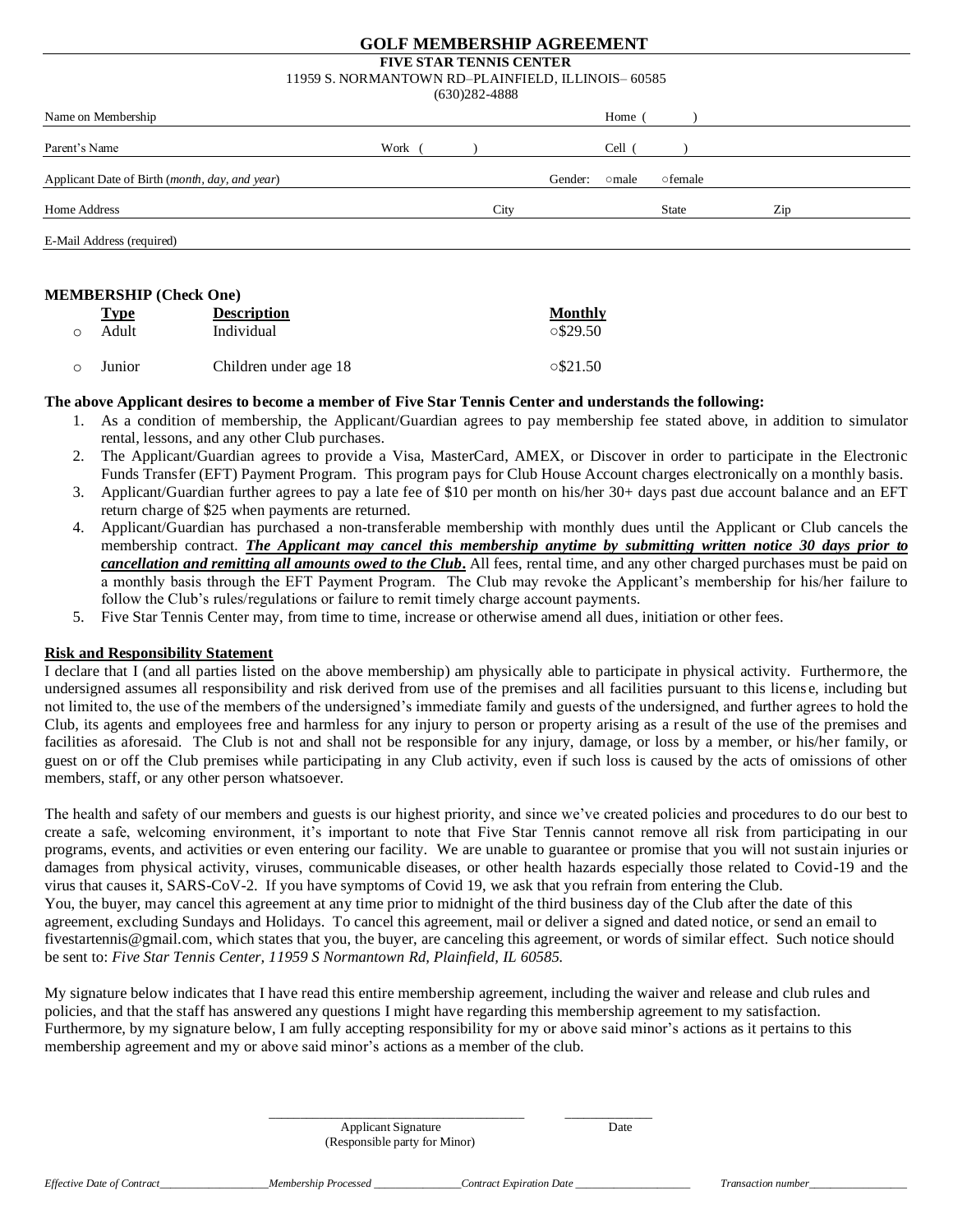# GOLF MEMBERSHIP AGREEMENT

**FIVE STAR TENNIS CENTER**
11959 S. NORMANTOWN RD–PLAINFIELD, ILLINOIS– 60585
(630)282-4888

Name on Membership ____________________ Home ( )

Parent's Name ____________________ Work ( ) ____________________ Cell ( )

Applicant Date of Birth (*month, day, and year*) ____________________ Gender: ○male ○female

Home Address ____________________ City ____________________ State ____________________ Zip

E-Mail Address (required) ____________________

**MEMBERSHIP (Check One)**

| | Type | Description | Monthly |
|---|---|---|---|
| ○ | Adult | Individual | ○$29.50 |
| ○ | Junior | Children under age 18 | ○$21.50 |

**The above Applicant desires to become a member of Five Star Tennis Center and understands the following:**

1. As a condition of membership, the Applicant/Guardian agrees to pay membership fee stated above, in addition to simulator rental, lessons, and any other Club purchases.
2. The Applicant/Guardian agrees to provide a Visa, MasterCard, AMEX, or Discover in order to participate in the Electronic Funds Transfer (EFT) Payment Program. This program pays for Club House Account charges electronically on a monthly basis.
3. Applicant/Guardian further agrees to pay a late fee of $10 per month on his/her 30+ days past due account balance and an EFT return charge of $25 when payments are returned.
4. Applicant/Guardian has purchased a non-transferable membership with monthly dues until the Applicant or Club cancels the membership contract. ***The Applicant may cancel this membership anytime by submitting written notice 30 days prior to cancellation and remitting all amounts owed to the Club*.** All fees, rental time, and any other charged purchases must be paid on a monthly basis through the EFT Payment Program. The Club may revoke the Applicant's membership for his/her failure to follow the Club's rules/regulations or failure to remit timely charge account payments.
5. Five Star Tennis Center may, from time to time, increase or otherwise amend all dues, initiation or other fees.

**Risk and Responsibility Statement**

I declare that I (and all parties listed on the above membership) am physically able to participate in physical activity. Furthermore, the undersigned assumes all responsibility and risk derived from use of the premises and all facilities pursuant to this license, including but not limited to, the use of the members of the undersigned's immediate family and guests of the undersigned, and further agrees to hold the Club, its agents and employees free and harmless for any injury to person or property arising as a result of the use of the premises and facilities as aforesaid. The Club is not and shall not be responsible for any injury, damage, or loss by a member, or his/her family, or guest on or off the Club premises while participating in any Club activity, even if such loss is caused by the acts of omissions of other members, staff, or any other person whatsoever.

The health and safety of our members and guests is our highest priority, and since we've created policies and procedures to do our best to create a safe, welcoming environment, it's important to note that Five Star Tennis cannot remove all risk from participating in our programs, events, and activities or even entering our facility. We are unable to guarantee or promise that you will not sustain injuries or damages from physical activity, viruses, communicable diseases, or other health hazards especially those related to Covid-19 and the virus that causes it, SARS-CoV-2. If you have symptoms of Covid 19, we ask that you refrain from entering the Club.
You, the buyer, may cancel this agreement at any time prior to midnight of the third business day of the Club after the date of this agreement, excluding Sundays and Holidays. To cancel this agreement, mail or deliver a signed and dated notice, or send an email to fivestartennis@gmail.com, which states that you, the buyer, are canceling this agreement, or words of similar effect. Such notice should be sent to: *Five Star Tennis Center, 11959 S Normantown Rd, Plainfield, IL 60585.*

My signature below indicates that I have read this entire membership agreement, including the waiver and release and club rules and policies, and that the staff has answered any questions I might have regarding this membership agreement to my satisfaction. Furthermore, by my signature below, I am fully accepting responsibility for my or above said minor's actions as it pertains to this membership agreement and my or above said minor's actions as a member of the club.

______________________________ ______________
Applicant Signature (Responsible party for Minor) Date

*Effective Date of Contract*__________ *Membership Processed* __________ *Contract Expiration Date* __________ *Transaction number*__________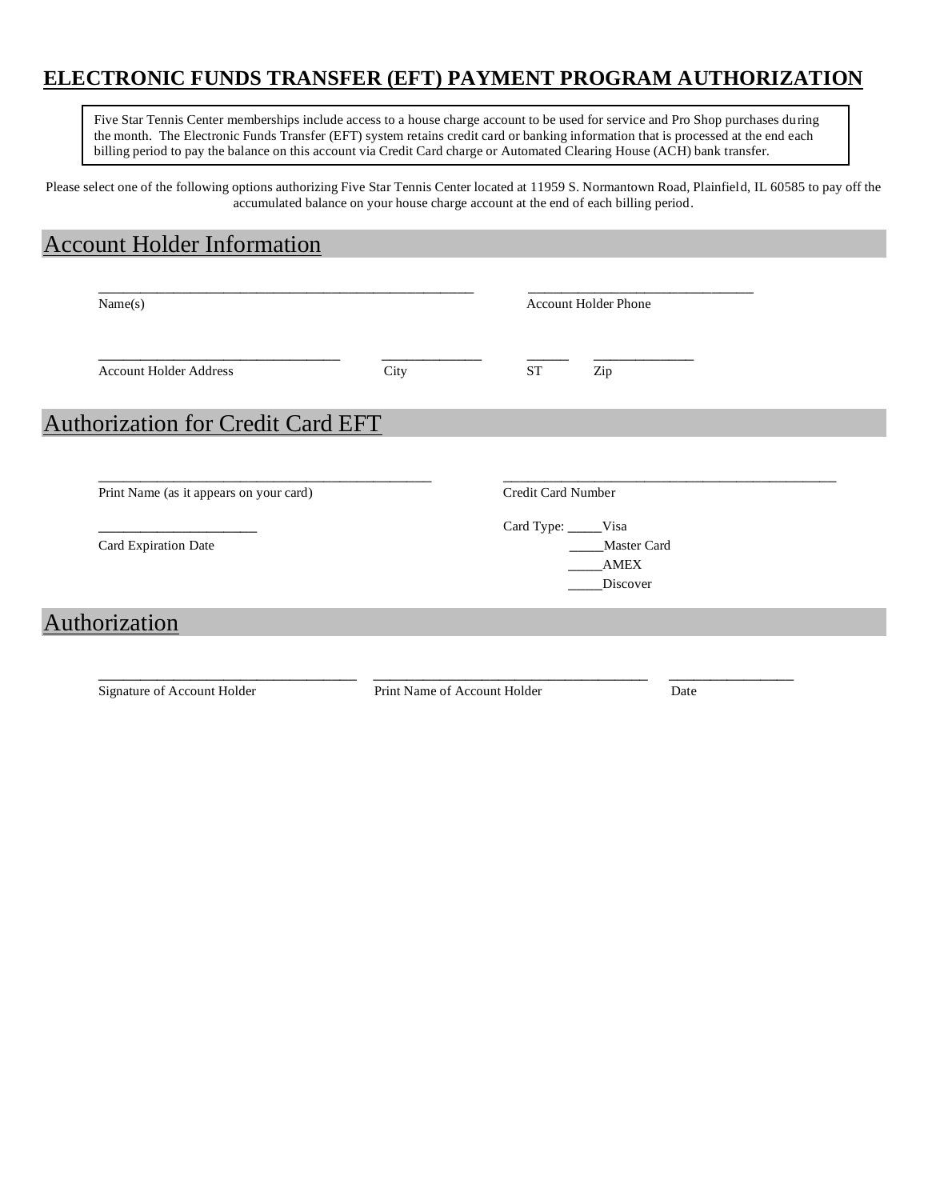# ELECTRONIC FUNDS TRANSFER (EFT) PAYMENT PROGRAM AUTHORIZATION

> Five Star Tennis Center memberships include access to a house charge account to be used for service and Pro Shop purchases during the month. The Electronic Funds Transfer (EFT) system retains credit card or banking information that is processed at the end each billing period to pay the balance on this account via Credit Card charge or Automated Clearing House (ACH) bank transfer.

Please select one of the following options authorizing Five Star Tennis Center located at 11959 S. Normantown Road, Plainfield, IL 60585 to pay off the accumulated balance on your house charge account at the end of each billing period.

## Account Holder Information

_______________________________________________ _______________________________

Name(s) Account Holder Phone

_______________________________ ______________ ______ ______________

Account Holder Address City ST Zip

## Authorization for Credit Card EFT

_____________________________________________ _____________________________________________

Print Name (as it appears on your card) Credit Card Number

______________________

Card Expiration Date

Card Type: _____Visa

_____Master Card

_____AMEX

_____Discover

## Authorization

___________________________________ _____________________________________ _________________

Signature of Account Holder Print Name of Account Holder Date